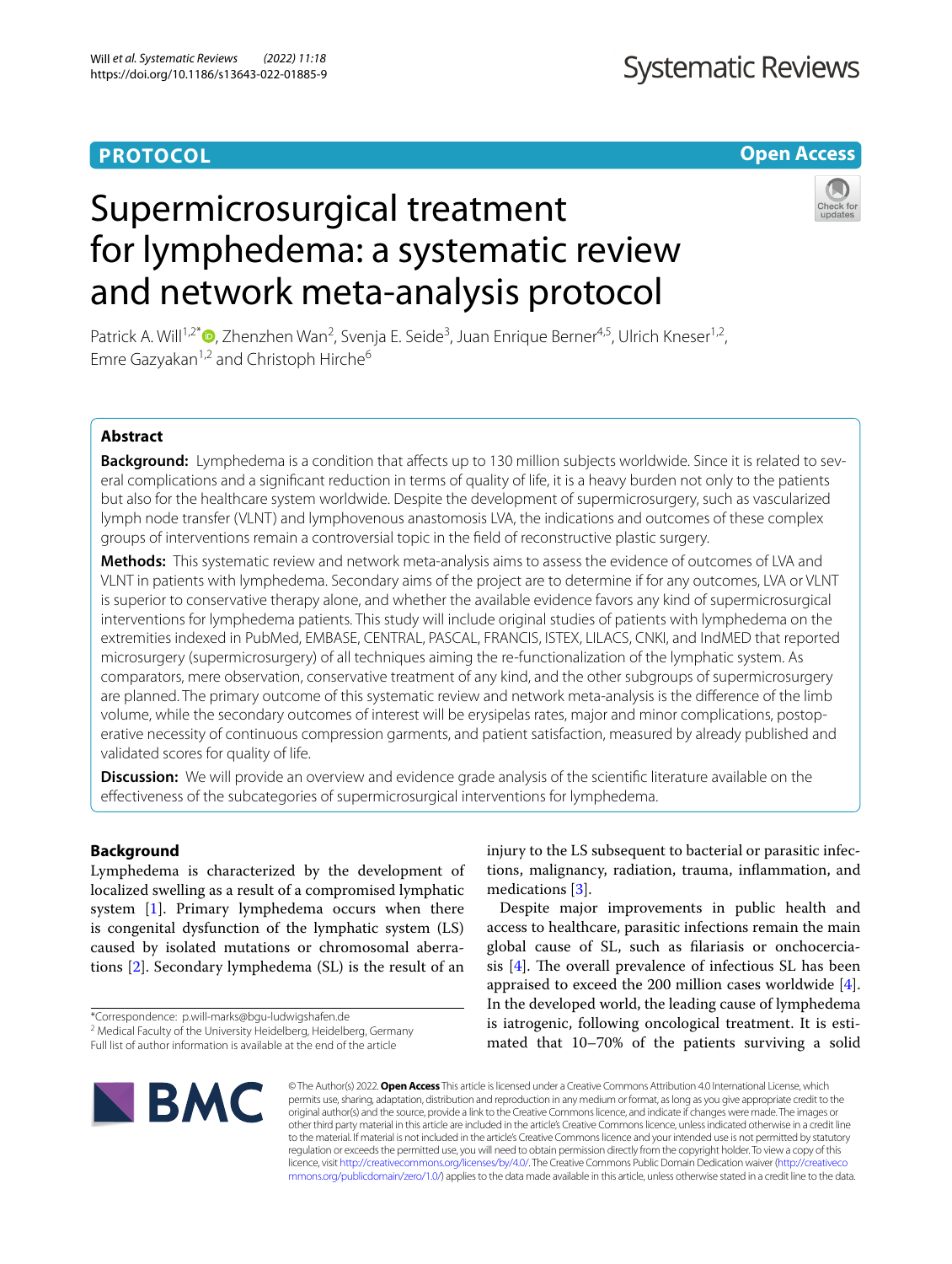PROTOCOL

Open Access

# Supermicrosurgical treatment for lymphedema: a systematic review and network meta-analysis protocol

Patrick A. Will[1,2*], Zhenzhen Wan[2], Svenja E. Seide[3], Juan Enrique Berner[4,5], Ulrich Kneser[1,2], Emre Gazyakan[1,2] and Christoph Hirche[6]

## Abstract

**Background:** Lymphedema is a condition that affects up to 130 million subjects worldwide. Since it is related to several complications and a significant reduction in terms of quality of life, it is a heavy burden not only to the patients but also for the healthcare system worldwide. Despite the development of supermicrosurgery, such as vascularized lymph node transfer (VLNT) and lymphovenous anastomosis LVA, the indications and outcomes of these complex groups of interventions remain a controversial topic in the field of reconstructive plastic surgery.

**Methods:** This systematic review and network meta-analysis aims to assess the evidence of outcomes of LVA and VLNT in patients with lymphedema. Secondary aims of the project are to determine if for any outcomes, LVA or VLNT is superior to conservative therapy alone, and whether the available evidence favors any kind of supermicrosurgical interventions for lymphedema patients. This study will include original studies of patients with lymphedema on the extremities indexed in PubMed, EMBASE, CENTRAL, PASCAL, FRANCIS, ISTEX, LILACS, CNKI, and IndMED that reported microsurgery (supermicrosurgery) of all techniques aiming the re-functionalization of the lymphatic system. As comparators, mere observation, conservative treatment of any kind, and the other subgroups of supermicrosurgery are planned. The primary outcome of this systematic review and network meta-analysis is the difference of the limb volume, while the secondary outcomes of interest will be erysipelas rates, major and minor complications, postoperative necessity of continuous compression garments, and patient satisfaction, measured by already published and validated scores for quality of life.

**Discussion:** We will provide an overview and evidence grade analysis of the scientific literature available on the effectiveness of the subcategories of supermicrosurgical interventions for lymphedema.

## Background

Lymphedema is characterized by the development of localized swelling as a result of a compromised lymphatic system [1]. Primary lymphedema occurs when there is congenital dysfunction of the lymphatic system (LS) caused by isolated mutations or chromosomal aberrations [2]. Secondary lymphedema (SL) is the result of an injury to the LS subsequent to bacterial or parasitic infections, malignancy, radiation, trauma, inflammation, and medications [3].

Despite major improvements in public health and access to healthcare, parasitic infections remain the main global cause of SL, such as filariasis or onchocerciasis [4]. The overall prevalence of infectious SL has been appraised to exceed the 200 million cases worldwide [4]. In the developed world, the leading cause of lymphedema is iatrogenic, following oncological treatment. It is estimated that 10–70% of the patients surviving a solid

*Correspondence: p.will-marks@bgu-ludwigshafen.de
[2] Medical Faculty of the University Heidelberg, Heidelberg, Germany
Full list of author information is available at the end of the article

© The Author(s) 2022. **Open Access** This article is licensed under a Creative Commons Attribution 4.0 International License, which permits use, sharing, adaptation, distribution and reproduction in any medium or format, as long as you give appropriate credit to the original author(s) and the source, provide a link to the Creative Commons licence, and indicate if changes were made. The images or other third party material in this article are included in the article's Creative Commons licence, unless indicated otherwise in a credit line to the material. If material is not included in the article's Creative Commons licence and your intended use is not permitted by statutory regulation or exceeds the permitted use, you will need to obtain permission directly from the copyright holder. To view a copy of this licence, visit http://creativecommons.org/licenses/by/4.0/. The Creative Commons Public Domain Dedication waiver (http://creativecommons.org/publicdomain/zero/1.0/) applies to the data made available in this article, unless otherwise stated in a credit line to the data.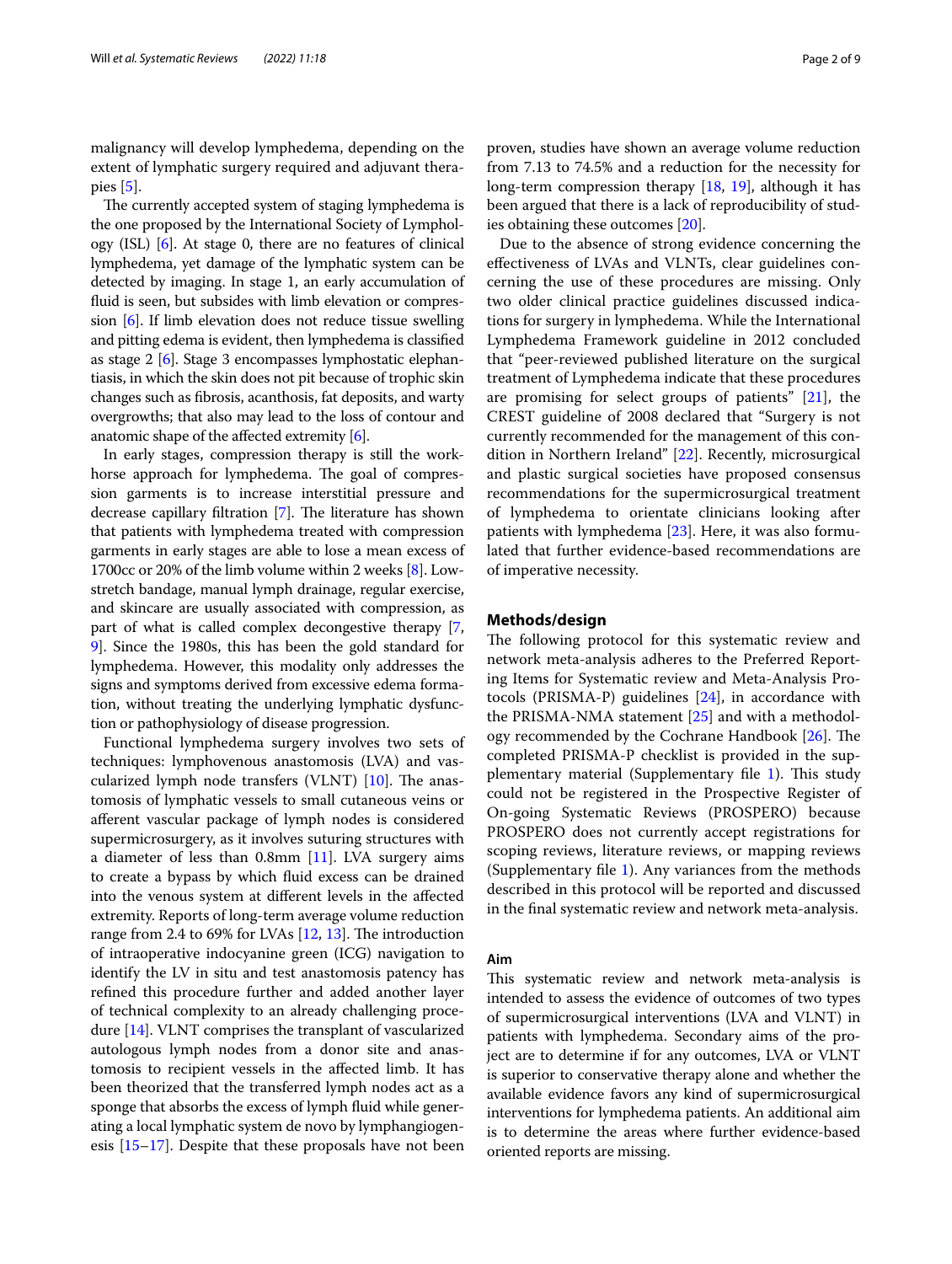malignancy will develop lymphedema, depending on the extent of lymphatic surgery required and adjuvant therapies [5].

The currently accepted system of staging lymphedema is the one proposed by the International Society of Lymphology (ISL) [6]. At stage 0, there are no features of clinical lymphedema, yet damage of the lymphatic system can be detected by imaging. In stage 1, an early accumulation of fluid is seen, but subsides with limb elevation or compression [6]. If limb elevation does not reduce tissue swelling and pitting edema is evident, then lymphedema is classified as stage 2 [6]. Stage 3 encompasses lymphostatic elephantiasis, in which the skin does not pit because of trophic skin changes such as fibrosis, acanthosis, fat deposits, and warty overgrowths; that also may lead to the loss of contour and anatomic shape of the affected extremity [6].

In early stages, compression therapy is still the workhorse approach for lymphedema. The goal of compression garments is to increase interstitial pressure and decrease capillary filtration [7]. The literature has shown that patients with lymphedema treated with compression garments in early stages are able to lose a mean excess of 1700cc or 20% of the limb volume within 2 weeks [8]. Low-stretch bandage, manual lymph drainage, regular exercise, and skincare are usually associated with compression, as part of what is called complex decongestive therapy [7, 9]. Since the 1980s, this has been the gold standard for lymphedema. However, this modality only addresses the signs and symptoms derived from excessive edema formation, without treating the underlying lymphatic dysfunction or pathophysiology of disease progression.

Functional lymphedema surgery involves two sets of techniques: lymphovenous anastomosis (LVA) and vascularized lymph node transfers (VLNT) [10]. The anastomosis of lymphatic vessels to small cutaneous veins or afferent vascular package of lymph nodes is considered supermicrosurgery, as it involves suturing structures with a diameter of less than 0.8mm [11]. LVA surgery aims to create a bypass by which fluid excess can be drained into the venous system at different levels in the affected extremity. Reports of long-term average volume reduction range from 2.4 to 69% for LVAs [12, 13]. The introduction of intraoperative indocyanine green (ICG) navigation to identify the LV in situ and test anastomosis patency has refined this procedure further and added another layer of technical complexity to an already challenging procedure [14]. VLNT comprises the transplant of vascularized autologous lymph nodes from a donor site and anastomosis to recipient vessels in the affected limb. It has been theorized that the transferred lymph nodes act as a sponge that absorbs the excess of lymph fluid while generating a local lymphatic system de novo by lymphangiogenesis [15–17]. Despite that these proposals have not been proven, studies have shown an average volume reduction from 7.13 to 74.5% and a reduction for the necessity for long-term compression therapy [18, 19], although it has been argued that there is a lack of reproducibility of studies obtaining these outcomes [20].

Due to the absence of strong evidence concerning the effectiveness of LVAs and VLNTs, clear guidelines concerning the use of these procedures are missing. Only two older clinical practice guidelines discussed indications for surgery in lymphedema. While the International Lymphedema Framework guideline in 2012 concluded that "peer-reviewed published literature on the surgical treatment of Lymphedema indicate that these procedures are promising for select groups of patients" [21], the CREST guideline of 2008 declared that "Surgery is not currently recommended for the management of this condition in Northern Ireland" [22]. Recently, microsurgical and plastic surgical societies have proposed consensus recommendations for the supermicrosurgical treatment of lymphedema to orientate clinicians looking after patients with lymphedema [23]. Here, it was also formulated that further evidence-based recommendations are of imperative necessity.

## Methods/design

The following protocol for this systematic review and network meta-analysis adheres to the Preferred Reporting Items for Systematic review and Meta-Analysis Protocols (PRISMA-P) guidelines [24], in accordance with the PRISMA-NMA statement [25] and with a methodology recommended by the Cochrane Handbook [26]. The completed PRISMA-P checklist is provided in the supplementary material (Supplementary file 1). This study could not be registered in the Prospective Register of On-going Systematic Reviews (PROSPERO) because PROSPERO does not currently accept registrations for scoping reviews, literature reviews, or mapping reviews (Supplementary file 1). Any variances from the methods described in this protocol will be reported and discussed in the final systematic review and network meta-analysis.

### Aim

This systematic review and network meta-analysis is intended to assess the evidence of outcomes of two types of supermicrosurgical interventions (LVA and VLNT) in patients with lymphedema. Secondary aims of the project are to determine if for any outcomes, LVA or VLNT is superior to conservative therapy alone and whether the available evidence favors any kind of supermicrosurgical interventions for lymphedema patients. An additional aim is to determine the areas where further evidence-based oriented reports are missing.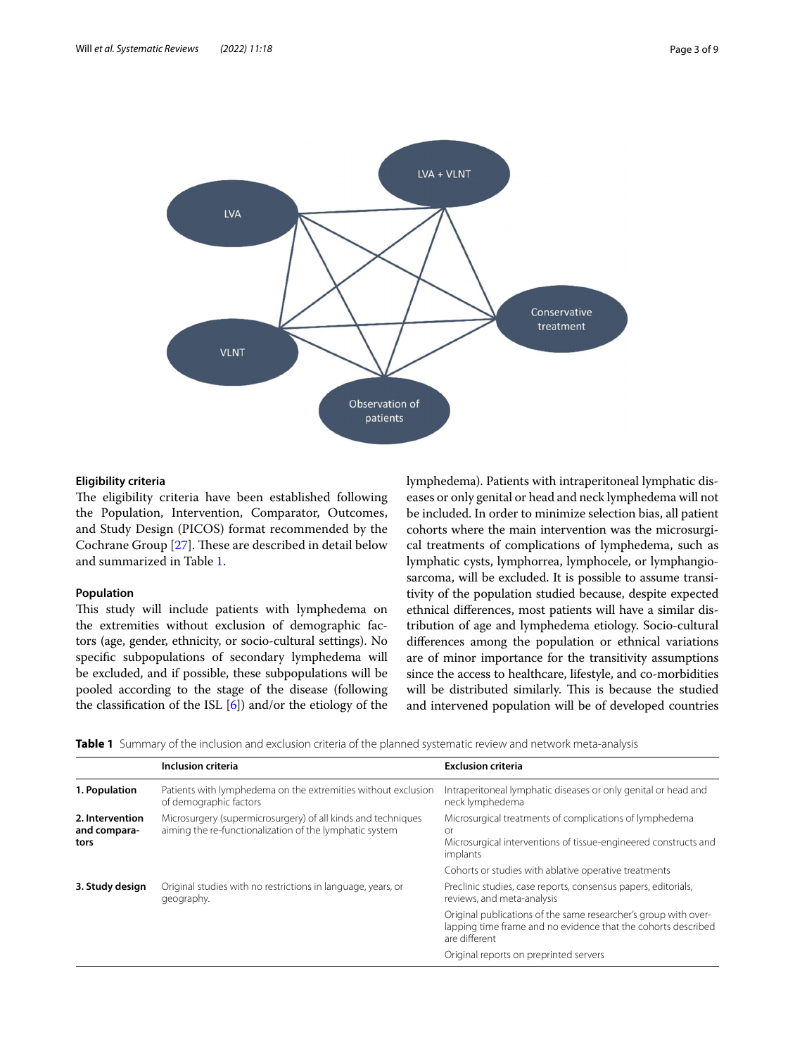## Eligibility criteria

The eligibility criteria have been established following the Population, Intervention, Comparator, Outcomes, and Study Design (PICOS) format recommended by the Cochrane Group [27]. These are described in detail below and summarized in Table 1.

### Population

This study will include patients with lymphedema on the extremities without exclusion of demographic factors (age, gender, ethnicity, or socio-cultural settings). No specific subpopulations of secondary lymphedema will be excluded, and if possible, these subpopulations will be pooled according to the stage of the disease (following the classification of the ISL [6]) and/or the etiology of the lymphedema). Patients with intraperitoneal lymphatic diseases or only genital or head and neck lymphedema will not be included. In order to minimize selection bias, all patient cohorts where the main intervention was the microsurgical treatments of complications of lymphedema, such as lymphatic cysts, lymphorrea, lymphocele, or lymphangiosarcoma, will be excluded. It is possible to assume transitivity of the population studied because, despite expected ethnical differences, most patients will have a similar distribution of age and lymphedema etiology. Socio-cultural differences among the population or ethnical variations are of minor importance for the transitivity assumptions since the access to healthcare, lifestyle, and co-morbidities will be distributed similarly. This is because the studied and intervened population will be of developed countries

**Table 1** Summary of the inclusion and exclusion criteria of the planned systematic review and network meta-analysis

| | Inclusion criteria | Exclusion criteria |
|---|---|---|
| **1. Population** | Patients with lymphedema on the extremities without exclusion of demographic factors | Intraperitoneal lymphatic diseases or only genital or head and neck lymphedema |
| **2. Intervention and comparators** | Microsurgery (supermicrosurgery) of all kinds and techniques aiming the re-functionalization of the lymphatic system | Microsurgical treatments of complications of lymphedema or Microsurgical interventions of tissue-engineered constructs and implants |
| | | Cohorts or studies with ablative operative treatments |
| **3. Study design** | Original studies with no restrictions in language, years, or geography. | Preclinic studies, case reports, consensus papers, editorials, reviews, and meta-analysis |
| | | Original publications of the same researcher's group with overlapping time frame and no evidence that the cohorts described are different |
| | | Original reports on preprinted servers |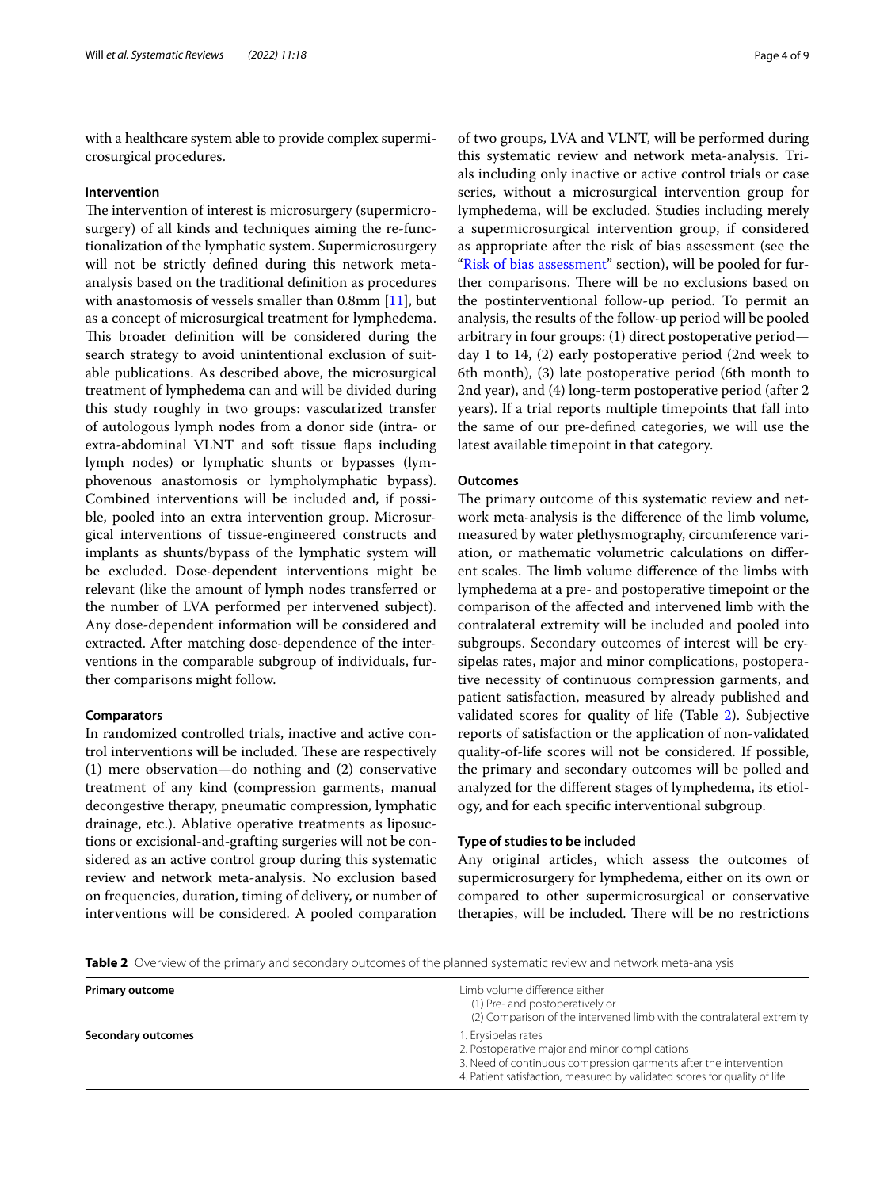with a healthcare system able to provide complex supermicrosurgical procedures.

### Intervention

The intervention of interest is microsurgery (supermicrosurgery) of all kinds and techniques aiming the re-functionalization of the lymphatic system. Supermicrosurgery will not be strictly defined during this network meta-analysis based on the traditional definition as procedures with anastomosis of vessels smaller than 0.8mm [11], but as a concept of microsurgical treatment for lymphedema. This broader definition will be considered during the search strategy to avoid unintentional exclusion of suitable publications. As described above, the microsurgical treatment of lymphedema can and will be divided during this study roughly in two groups: vascularized transfer of autologous lymph nodes from a donor side (intra- or extra-abdominal VLNT and soft tissue flaps including lymph nodes) or lymphatic shunts or bypasses (lymphovenous anastomosis or lympholymphatic bypass). Combined interventions will be included and, if possible, pooled into an extra intervention group. Microsurgical interventions of tissue-engineered constructs and implants as shunts/bypass of the lymphatic system will be excluded. Dose-dependent interventions might be relevant (like the amount of lymph nodes transferred or the number of LVA performed per intervened subject). Any dose-dependent information will be considered and extracted. After matching dose-dependence of the interventions in the comparable subgroup of individuals, further comparisons might follow.

### Comparators

In randomized controlled trials, inactive and active control interventions will be included. These are respectively (1) mere observation—do nothing and (2) conservative treatment of any kind (compression garments, manual decongestive therapy, pneumatic compression, lymphatic drainage, etc.). Ablative operative treatments as liposuctions or excisional-and-grafting surgeries will not be considered as an active control group during this systematic review and network meta-analysis. No exclusion based on frequencies, duration, timing of delivery, or number of interventions will be considered. A pooled comparation of two groups, LVA and VLNT, will be performed during this systematic review and network meta-analysis. Trials including only inactive or active control trials or case series, without a microsurgical intervention group for lymphedema, will be excluded. Studies including merely a supermicrosurgical intervention group, if considered as appropriate after the risk of bias assessment (see the "Risk of bias assessment" section), will be pooled for further comparisons. There will be no exclusions based on the postinterventional follow-up period. To permit an analysis, the results of the follow-up period will be pooled arbitrary in four groups: (1) direct postoperative period—day 1 to 14, (2) early postoperative period (2nd week to 6th month), (3) late postoperative period (6th month to 2nd year), and (4) long-term postoperative period (after 2 years). If a trial reports multiple timepoints that fall into the same of our pre-defined categories, we will use the latest available timepoint in that category.

### Outcomes

The primary outcome of this systematic review and network meta-analysis is the difference of the limb volume, measured by water plethysmography, circumference variation, or mathematic volumetric calculations on different scales. The limb volume difference of the limbs with lymphedema at a pre- and postoperative timepoint or the comparison of the affected and intervened limb with the contralateral extremity will be included and pooled into subgroups. Secondary outcomes of interest will be erysipelas rates, major and minor complications, postoperative necessity of continuous compression garments, and patient satisfaction, measured by already published and validated scores for quality of life (Table 2). Subjective reports of satisfaction or the application of non-validated quality-of-life scores will not be considered. If possible, the primary and secondary outcomes will be polled and analyzed for the different stages of lymphedema, its etiology, and for each specific interventional subgroup.

### Type of studies to be included

Any original articles, which assess the outcomes of supermicrosurgery for lymphedema, either on its own or compared to other supermicrosurgical or conservative therapies, will be included. There will be no restrictions

**Table 2** Overview of the primary and secondary outcomes of the planned systematic review and network meta-analysis

| | |
|---|---|
| **Primary outcome** | Limb volume difference either<br>(1) Pre- and postoperatively or<br>(2) Comparison of the intervened limb with the contralateral extremity |
| **Secondary outcomes** | 1. Erysipelas rates<br>2. Postoperative major and minor complications<br>3. Need of continuous compression garments after the intervention<br>4. Patient satisfaction, measured by validated scores for quality of life |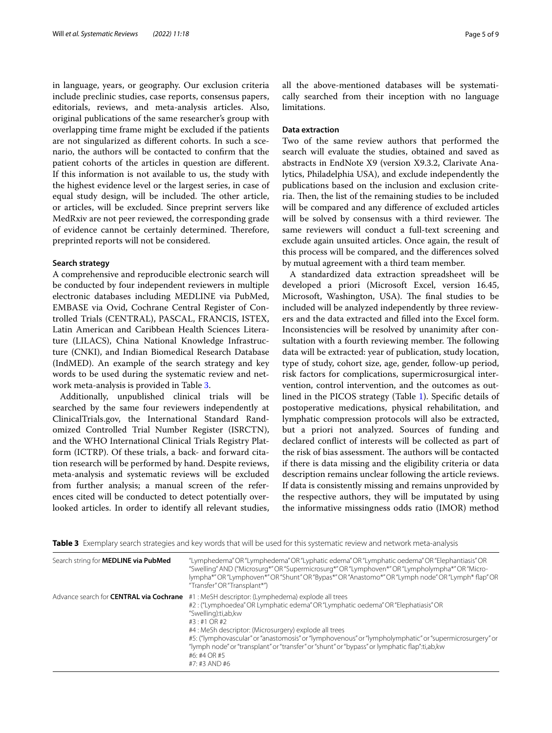in language, years, or geography. Our exclusion criteria include preclinic studies, case reports, consensus papers, editorials, reviews, and meta-analysis articles. Also, original publications of the same researcher's group with overlapping time frame might be excluded if the patients are not singularized as different cohorts. In such a scenario, the authors will be contacted to confirm that the patient cohorts of the articles in question are different. If this information is not available to us, the study with the highest evidence level or the largest series, in case of equal study design, will be included. The other article, or articles, will be excluded. Since preprint servers like MedRxiv are not peer reviewed, the corresponding grade of evidence cannot be certainly determined. Therefore, preprinted reports will not be considered.

#### Search strategy

A comprehensive and reproducible electronic search will be conducted by four independent reviewers in multiple electronic databases including MEDLINE via PubMed, EMBASE via Ovid, Cochrane Central Register of Controlled Trials (CENTRAL), PASCAL, FRANCIS, ISTEX, Latin American and Caribbean Health Sciences Literature (LILACS), China National Knowledge Infrastructure (CNKI), and Indian Biomedical Research Database (IndMED). An example of the search strategy and key words to be used during the systematic review and network meta-analysis is provided in Table 3.

Additionally, unpublished clinical trials will be searched by the same four reviewers independently at ClinicalTrials.gov, the International Standard Randomized Controlled Trial Number Register (ISRCTN), and the WHO International Clinical Trials Registry Platform (ICTRP). Of these trials, a back- and forward citation research will be performed by hand. Despite reviews, meta-analysis and systematic reviews will be excluded from further analysis; a manual screen of the references cited will be conducted to detect potentially overlooked articles. In order to identify all relevant studies, all the above-mentioned databases will be systematically searched from their inception with no language limitations.

#### Data extraction

Two of the same review authors that performed the search will evaluate the studies, obtained and saved as abstracts in EndNote X9 (version X9.3.2, Clarivate Analytics, Philadelphia USA), and exclude independently the publications based on the inclusion and exclusion criteria. Then, the list of the remaining studies to be included will be compared and any difference of excluded articles will be solved by consensus with a third reviewer. The same reviewers will conduct a full-text screening and exclude again unsuited articles. Once again, the result of this process will be compared, and the differences solved by mutual agreement with a third team member.

A standardized data extraction spreadsheet will be developed a priori (Microsoft Excel, version 16.45, Microsoft, Washington, USA). The final studies to be included will be analyzed independently by three reviewers and the data extracted and filled into the Excel form. Inconsistencies will be resolved by unanimity after consultation with a fourth reviewing member. The following data will be extracted: year of publication, study location, type of study, cohort size, age, gender, follow-up period, risk factors for complications, supermicrosurgical intervention, control intervention, and the outcomes as outlined in the PICOS strategy (Table 1). Specific details of postoperative medications, physical rehabilitation, and lymphatic compression protocols will also be extracted, but a priori not analyzed. Sources of funding and declared conflict of interests will be collected as part of the risk of bias assessment. The authors will be contacted if there is data missing and the eligibility criteria or data description remains unclear following the article reviews. If data is consistently missing and remains unprovided by the respective authors, they will be imputated by using the informative missingness odds ratio (IMOR) method

**Table 3** Exemplary search strategies and key words that will be used for this systematic review and network meta-analysis

| | |
|---|---|
| Search string for **MEDLINE via PubMed** | "Lymphedema" OR "Lymphedema" OR "Lyphatic edema" OR "Lymphatic oedema" OR "Elephantiasis" OR "Swelling" AND ("Microsurg*" OR "Supermicrosurg*" OR "Lymphoven*" OR "Lympholympha*" OR "Micro-lympha*" OR "Lymphoven*" OR "Shunt" OR "Bypas*" OR "Anastomo*" OR "Lymph node" OR "Lymph* flap" OR "Transfer" OR "Transplant*") |
| Advance search for **CENTRAL via Cochrane** | #1 : MeSH descriptor: (Lymphedema) explode all trees<br>#2 : ("Lymphoedea" OR Lymphatic edema" OR "Lymphatic oedema" OR "Elephatiasis" OR "Swelling):ti,ab,kw<br>#3 : #1 OR #2<br>#4 : MeSh descriptor: (Microsurgery) explode all trees<br>#5: ("lymphovascular" or "anastomosis" or "lymphovenous" or "lympholymphatic" or "supermicrosurgery" or "lymph node" or "transplant" or "transfer" or "shunt" or "bypass" or lymphatic flap":ti,ab,kw<br>#6: #4 OR #5<br>#7: #3 AND #6 |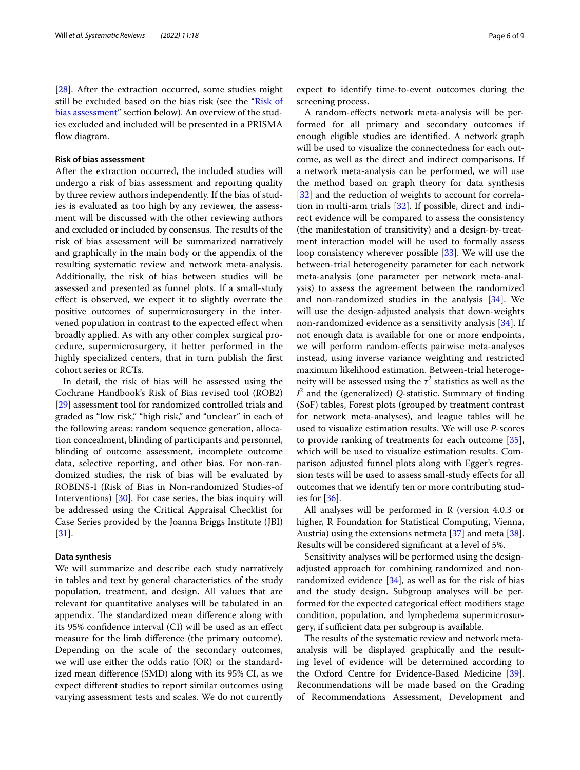[28]. After the extraction occurred, some studies might still be excluded based on the bias risk (see the "Risk of bias assessment" section below). An overview of the studies excluded and included will be presented in a PRISMA flow diagram.

### Risk of bias assessment

After the extraction occurred, the included studies will undergo a risk of bias assessment and reporting quality by three review authors independently. If the bias of studies is evaluated as too high by any reviewer, the assessment will be discussed with the other reviewing authors and excluded or included by consensus. The results of the risk of bias assessment will be summarized narratively and graphically in the main body or the appendix of the resulting systematic review and network meta-analysis. Additionally, the risk of bias between studies will be assessed and presented as funnel plots. If a small-study effect is observed, we expect it to slightly overrate the positive outcomes of supermicrosurgery in the intervened population in contrast to the expected effect when broadly applied. As with any other complex surgical procedure, supermicrosurgery, it better performed in the highly specialized centers, that in turn publish the first cohort series or RCTs.

In detail, the risk of bias will be assessed using the Cochrane Handbook's Risk of Bias revised tool (ROB2) [29] assessment tool for randomized controlled trials and graded as "low risk," "high risk," and "unclear" in each of the following areas: random sequence generation, allocation concealment, blinding of participants and personnel, blinding of outcome assessment, incomplete outcome data, selective reporting, and other bias. For non-randomized studies, the risk of bias will be evaluated by ROBINS-I (Risk of Bias in Non-randomized Studies-of Interventions) [30]. For case series, the bias inquiry will be addressed using the Critical Appraisal Checklist for Case Series provided by the Joanna Briggs Institute (JBI) [31].

### Data synthesis

We will summarize and describe each study narratively in tables and text by general characteristics of the study population, treatment, and design. All values that are relevant for quantitative analyses will be tabulated in an appendix. The standardized mean difference along with its 95% confidence interval (CI) will be used as an effect measure for the limb difference (the primary outcome). Depending on the scale of the secondary outcomes, we will use either the odds ratio (OR) or the standardized mean difference (SMD) along with its 95% CI, as we expect different studies to report similar outcomes using varying assessment tests and scales. We do not currently expect to identify time-to-event outcomes during the screening process.

A random-effects network meta-analysis will be performed for all primary and secondary outcomes if enough eligible studies are identified. A network graph will be used to visualize the connectedness for each outcome, as well as the direct and indirect comparisons. If a network meta-analysis can be performed, we will use the method based on graph theory for data synthesis [32] and the reduction of weights to account for correlation in multi-arm trials [32]. If possible, direct and indirect evidence will be compared to assess the consistency (the manifestation of transitivity) and a design-by-treatment interaction model will be used to formally assess loop consistency wherever possible [33]. We will use the between-trial heterogeneity parameter for each network meta-analysis (one parameter per network meta-analysis) to assess the agreement between the randomized and non-randomized studies in the analysis [34]. We will use the design-adjusted analysis that down-weights non-randomized evidence as a sensitivity analysis [34]. If not enough data is available for one or more endpoints, we will perform random-effects pairwise meta-analyses instead, using inverse variance weighting and restricted maximum likelihood estimation. Between-trial heterogeneity will be assessed using the $\tau^2$ statistics as well as the $I^2$ and the (generalized) $Q$-statistic. Summary of finding (SoF) tables, Forest plots (grouped by treatment contrast for network meta-analyses), and league tables will be used to visualize estimation results. We will use *P*-scores to provide ranking of treatments for each outcome [35], which will be used to visualize estimation results. Comparison adjusted funnel plots along with Egger's regression tests will be used to assess small-study effects for all outcomes that we identify ten or more contributing studies for [36].

All analyses will be performed in R (version 4.0.3 or higher, R Foundation for Statistical Computing, Vienna, Austria) using the extensions netmeta [37] and meta [38]. Results will be considered significant at a level of 5%.

Sensitivity analyses will be performed using the design-adjusted approach for combining randomized and non-randomized evidence [34], as well as for the risk of bias and the study design. Subgroup analyses will be performed for the expected categorical effect modifiers stage condition, population, and lymphedema supermicrosurgery, if sufficient data per subgroup is available.

The results of the systematic review and network meta-analysis will be displayed graphically and the resulting level of evidence will be determined according to the Oxford Centre for Evidence-Based Medicine [39]. Recommendations will be made based on the Grading of Recommendations Assessment, Development and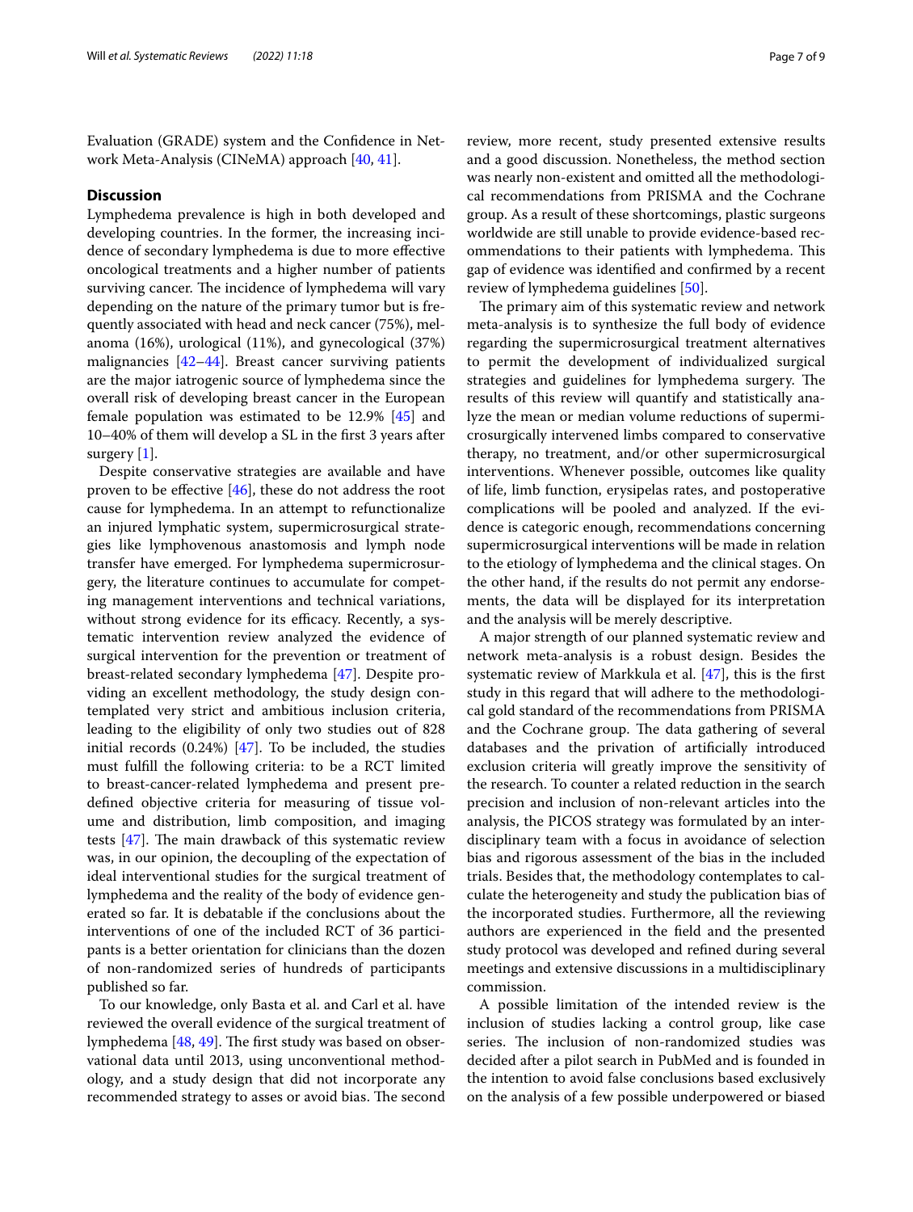Evaluation (GRADE) system and the Confidence in Network Meta-Analysis (CINeMA) approach [40, 41].

## Discussion

Lymphedema prevalence is high in both developed and developing countries. In the former, the increasing incidence of secondary lymphedema is due to more effective oncological treatments and a higher number of patients surviving cancer. The incidence of lymphedema will vary depending on the nature of the primary tumor but is frequently associated with head and neck cancer (75%), melanoma (16%), urological (11%), and gynecological (37%) malignancies [42–44]. Breast cancer surviving patients are the major iatrogenic source of lymphedema since the overall risk of developing breast cancer in the European female population was estimated to be 12.9% [45] and 10–40% of them will develop a SL in the first 3 years after surgery [1].

Despite conservative strategies are available and have proven to be effective [46], these do not address the root cause for lymphedema. In an attempt to refunctionalize an injured lymphatic system, supermicrosurgical strategies like lymphovenous anastomosis and lymph node transfer have emerged. For lymphedema supermicrosurgery, the literature continues to accumulate for competing management interventions and technical variations, without strong evidence for its efficacy. Recently, a systematic intervention review analyzed the evidence of surgical intervention for the prevention or treatment of breast-related secondary lymphedema [47]. Despite providing an excellent methodology, the study design contemplated very strict and ambitious inclusion criteria, leading to the eligibility of only two studies out of 828 initial records (0.24%) [47]. To be included, the studies must fulfill the following criteria: to be a RCT limited to breast-cancer-related lymphedema and present predefined objective criteria for measuring of tissue volume and distribution, limb composition, and imaging tests [47]. The main drawback of this systematic review was, in our opinion, the decoupling of the expectation of ideal interventional studies for the surgical treatment of lymphedema and the reality of the body of evidence generated so far. It is debatable if the conclusions about the interventions of one of the included RCT of 36 participants is a better orientation for clinicians than the dozen of non-randomized series of hundreds of participants published so far.

To our knowledge, only Basta et al. and Carl et al. have reviewed the overall evidence of the surgical treatment of lymphedema [48, 49]. The first study was based on observational data until 2013, using unconventional methodology, and a study design that did not incorporate any recommended strategy to asses or avoid bias. The second review, more recent, study presented extensive results and a good discussion. Nonetheless, the method section was nearly non-existent and omitted all the methodological recommendations from PRISMA and the Cochrane group. As a result of these shortcomings, plastic surgeons worldwide are still unable to provide evidence-based recommendations to their patients with lymphedema. This gap of evidence was identified and confirmed by a recent review of lymphedema guidelines [50].

The primary aim of this systematic review and network meta-analysis is to synthesize the full body of evidence regarding the supermicrosurgical treatment alternatives to permit the development of individualized surgical strategies and guidelines for lymphedema surgery. The results of this review will quantify and statistically analyze the mean or median volume reductions of supermicrosurgically intervened limbs compared to conservative therapy, no treatment, and/or other supermicrosurgical interventions. Whenever possible, outcomes like quality of life, limb function, erysipelas rates, and postoperative complications will be pooled and analyzed. If the evidence is categoric enough, recommendations concerning supermicrosurgical interventions will be made in relation to the etiology of lymphedema and the clinical stages. On the other hand, if the results do not permit any endorsements, the data will be displayed for its interpretation and the analysis will be merely descriptive.

A major strength of our planned systematic review and network meta-analysis is a robust design. Besides the systematic review of Markkula et al. [47], this is the first study in this regard that will adhere to the methodological gold standard of the recommendations from PRISMA and the Cochrane group. The data gathering of several databases and the privation of artificially introduced exclusion criteria will greatly improve the sensitivity of the research. To counter a related reduction in the search precision and inclusion of non-relevant articles into the analysis, the PICOS strategy was formulated by an interdisciplinary team with a focus in avoidance of selection bias and rigorous assessment of the bias in the included trials. Besides that, the methodology contemplates to calculate the heterogeneity and study the publication bias of the incorporated studies. Furthermore, all the reviewing authors are experienced in the field and the presented study protocol was developed and refined during several meetings and extensive discussions in a multidisciplinary commission.

A possible limitation of the intended review is the inclusion of studies lacking a control group, like case series. The inclusion of non-randomized studies was decided after a pilot search in PubMed and is founded in the intention to avoid false conclusions based exclusively on the analysis of a few possible underpowered or biased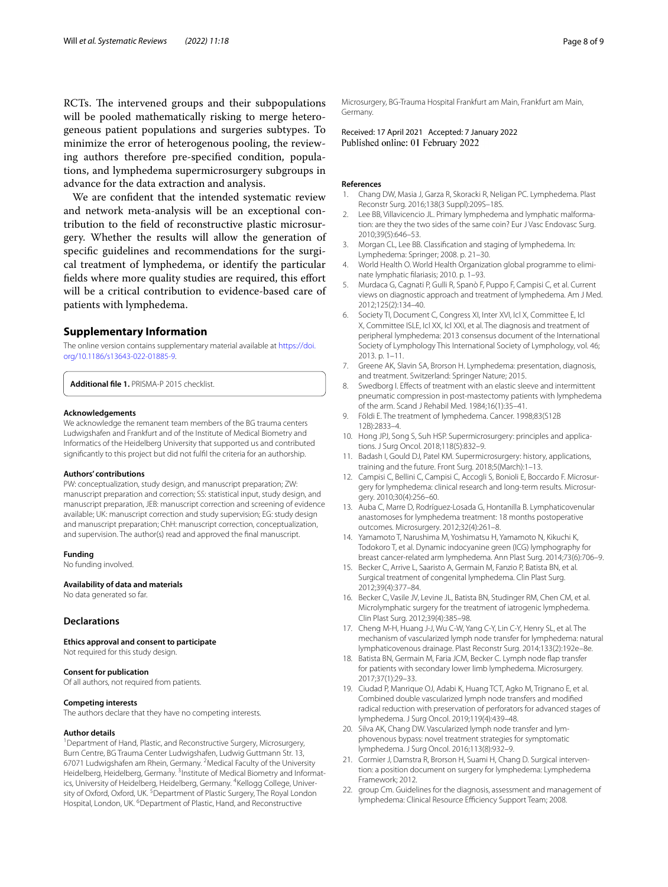RCTs. The intervened groups and their subpopulations will be pooled mathematically risking to merge heterogeneous patient populations and surgeries subtypes. To minimize the error of heterogenous pooling, the reviewing authors therefore pre-specified condition, populations, and lymphedema supermicrosurgery subgroups in advance for the data extraction and analysis.

We are confident that the intended systematic review and network meta-analysis will be an exceptional contribution to the field of reconstructive plastic microsurgery. Whether the results will allow the generation of specific guidelines and recommendations for the surgical treatment of lymphedema, or identify the particular fields where more quality studies are required, this effort will be a critical contribution to evidence-based care of patients with lymphedema.

## Supplementary Information

The online version contains supplementary material available at https://doi.org/10.1186/s13643-022-01885-9.

**Additional file 1.** PRISMA-P 2015 checklist.

#### Acknowledgements

We acknowledge the remanent team members of the BG trauma centers Ludwigshafen and Frankfurt and of the Institute of Medical Biometry and Informatics of the Heidelberg University that supported us and contributed significantly to this project but did not fulfil the criteria for an authorship.

#### Authors' contributions

PW: conceptualization, study design, and manuscript preparation; ZW: manuscript preparation and correction; SS: statistical input, study design, and manuscript preparation, JEB: manuscript correction and screening of evidence available; UK: manuscript correction and study supervision; EG: study design and manuscript preparation; ChH: manuscript correction, conceptualization, and supervision. The author(s) read and approved the final manuscript.

#### Funding

No funding involved.

#### Availability of data and materials

No data generated so far.

## Declarations

#### Ethics approval and consent to participate

Not required for this study design.

#### Consent for publication

Of all authors, not required from patients.

#### Competing interests

The authors declare that they have no competing interests.

#### Author details

[1]Department of Hand, Plastic, and Reconstructive Surgery, Microsurgery, Burn Centre, BG Trauma Center Ludwigshafen, Ludwig Guttmann Str. 13, 67071 Ludwigshafen am Rhein, Germany. [2]Medical Faculty of the University Heidelberg, Heidelberg, Germany. [3]Institute of Medical Biometry and Informatics, University of Heidelberg, Heidelberg, Germany. [4]Kellogg College, University of Oxford, Oxford, UK. [5]Department of Plastic Surgery, The Royal London Hospital, London, UK. [6]Department of Plastic, Hand, and Reconstructive Microsurgery, BG-Trauma Hospital Frankfurt am Main, Frankfurt am Main, Germany.

Received: 17 April 2021 Accepted: 7 January 2022
Published online: 01 February 2022

#### References

1. Chang DW, Masia J, Garza R, Skoracki R, Neligan PC. Lymphedema. Plast Reconstr Surg. 2016;138(3 Suppl):209S–18S.
2. Lee BB, Villavicencio JL. Primary lymphoedema and lymphatic malformation: are they the two sides of the same coin? Eur J Vasc Endovasc Surg. 2010;39(5):646–53.
3. Morgan CL, Lee BB. Classification and staging of lymphedema. In: Lymphedema: Springer; 2008. p. 21–30.
4. World Health O. World Health Organization global programme to eliminate lymphatic filariasis; 2010. p. 1–93.
5. Murdaca G, Cagnati P, Gulli R, Spanò F, Puppo F, Campisi C, et al. Current views on diagnostic approach and treatment of lymphedema. Am J Med. 2012;125(2):134–40.
6. Society TI, Document C, Congress XI, Inter XVI, Icl X, Committee E, Icl X, Committee ISLE, Icl XX, Icl XXI, et al. The diagnosis and treatment of peripheral lymphedema: 2013 consensus document of the International Society of Lymphology This International Society of Lymphology, vol. 46; 2013. p. 1–11.
7. Greene AK, Slavin SA, Brorson H. Lymphedema: presentation, diagnosis, and treatment. Switzerland: Springer Nature; 2015.
8. Swedborg I. Effects of treatment with an elastic sleeve and intermittent pneumatic compression in post-mastectomy patients with lymphoedema of the arm. Scand J Rehabil Med. 1984;16(1):35–41.
9. Földi E. The treatment of lymphedema. Cancer. 1998;83(S12B 12B):2833–4.
10. Hong JPJ, Song S, Suh HSP. Supermicrosurgery: principles and applications. J Surg Oncol. 2018;118(5):832–9.
11. Badash I, Gould DJ, Patel KM. Supermicrosurgery: history, applications, training and the future. Front Surg. 2018;5(March):1–13.
12. Campisi C, Bellini C, Campisi C, Accogli S, Bonioli E, Boccardo F. Microsurgery for lymphedema: clinical research and long-term results. Microsurgery. 2010;30(4):256–60.
13. Auba C, Marre D, Rodríguez-Losada G, Hontanilla B. Lymphaticovenular anastomoses for lymphedema treatment: 18 months postoperative outcomes. Microsurgery. 2012;32(4):261–8.
14. Yamamoto T, Narushima M, Yoshimatsu H, Yamamoto N, Kikuchi K, Todokoro T, et al. Dynamic indocyanine green (ICG) lymphography for breast cancer-related arm lymphedema. Ann Plast Surg. 2014;73(6):706–9.
15. Becker C, Arrive L, Saaristo A, Germain M, Fanzio P, Batista BN, et al. Surgical treatment of congenital lymphedema. Clin Plast Surg. 2012;39(4):377–84.
16. Becker C, Vasile JV, Levine JL, Batista BN, Studinger RM, Chen CM, et al. Microlymphatic surgery for the treatment of iatrogenic lymphedema. Clin Plast Surg. 2012;39(4):385–98.
17. Cheng M-H, Huang J-J, Wu C-W, Yang C-Y, Lin C-Y, Henry SL, et al. The mechanism of vascularized lymph node transfer for lymphedema: natural lymphaticovenous drainage. Plast Reconstr Surg. 2014;133(2):192e–8e.
18. Batista BN, Germain M, Faria JCM, Becker C. Lymph node flap transfer for patients with secondary lower limb lymphedema. Microsurgery. 2017;37(1):29–33.
19. Ciudad P, Manrique OJ, Adabi K, Huang TCT, Agko M, Trignano E, et al. Combined double vascularized lymph node transfers and modified radical reduction with preservation of perforators for advanced stages of lymphedema. J Surg Oncol. 2019;119(4):439–48.
20. Silva AK, Chang DW. Vascularized lymph node transfer and lymphovenous bypass: novel treatment strategies for symptomatic lymphedema. J Surg Oncol. 2016;113(8):932–9.
21. Cormier J, Damstra R, Brorson H, Suami H, Chang D. Surgical intervention: a position document on surgery for lymphedema: Lymphedema Framework; 2012.
22. group Cm. Guidelines for the diagnosis, assessment and management of lymphedema: Clinical Resource Efficiency Support Team; 2008.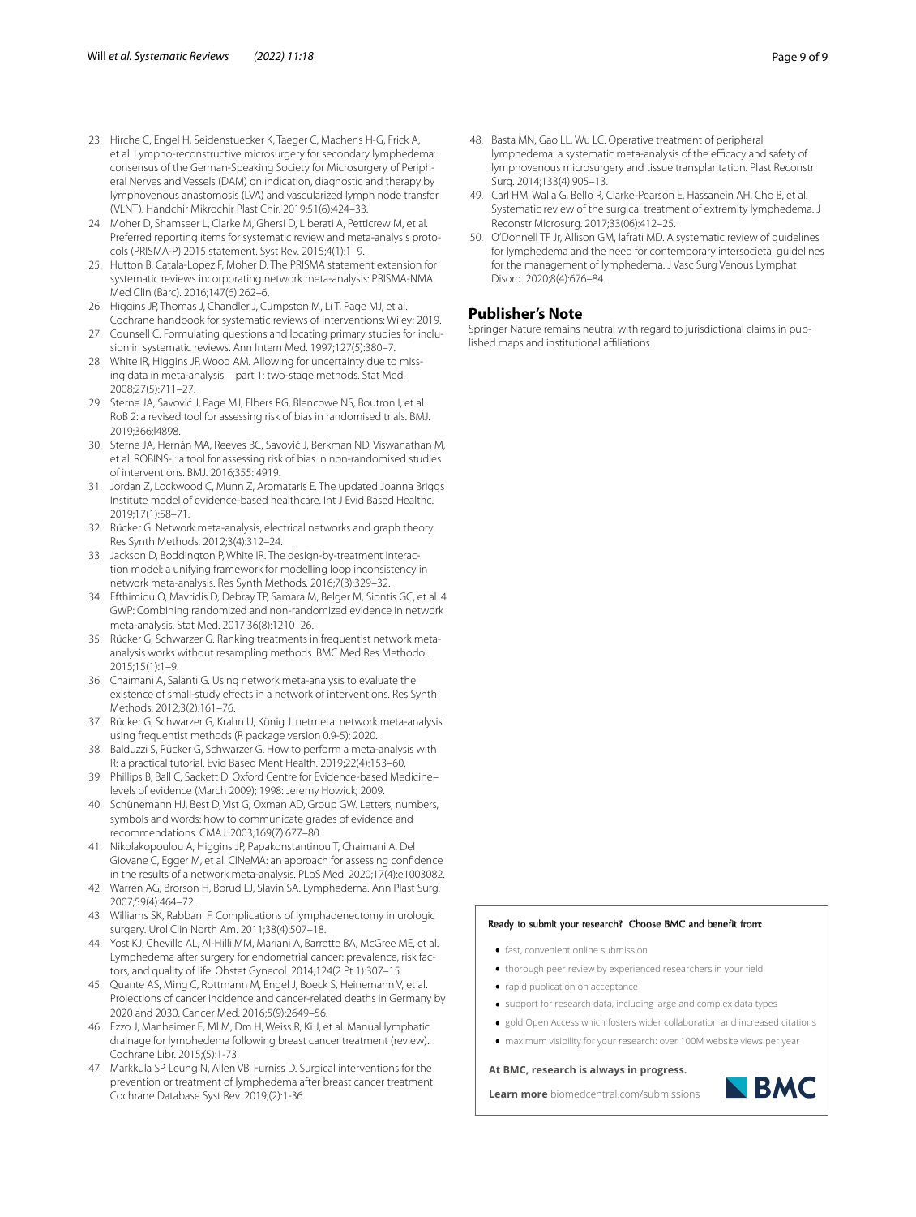23. Hirche C, Engel H, Seidenstuecker K, Taeger C, Machens H-G, Frick A, et al. Lympho-reconstructive microsurgery for secondary lymphedema: consensus of the German-Speaking Society for Microsurgery of Peripheral Nerves and Vessels (DAM) on indication, diagnostic and therapy by lymphovenous anastomosis (LVA) and vascularized lymph node transfer (VLNT). Handchir Mikrochir Plast Chir. 2019;51(6):424–33.
24. Moher D, Shamseer L, Clarke M, Ghersi D, Liberati A, Petticrew M, et al. Preferred reporting items for systematic review and meta-analysis protocols (PRISMA-P) 2015 statement. Syst Rev. 2015;4(1):1–9.
25. Hutton B, Catala-Lopez F, Moher D. The PRISMA statement extension for systematic reviews incorporating network meta-analysis: PRISMA-NMA. Med Clin (Barc). 2016;147(6):262–6.
26. Higgins JP, Thomas J, Chandler J, Cumpston M, Li T, Page MJ, et al. Cochrane handbook for systematic reviews of interventions: Wiley; 2019.
27. Counsell C. Formulating questions and locating primary studies for inclusion in systematic reviews. Ann Intern Med. 1997;127(5):380–7.
28. White IR, Higgins JP, Wood AM. Allowing for uncertainty due to missing data in meta-analysis—part 1: two-stage methods. Stat Med. 2008;27(5):711–27.
29. Sterne JA, Savović J, Page MJ, Elbers RG, Blencowe NS, Boutron I, et al. RoB 2: a revised tool for assessing risk of bias in randomised trials. BMJ. 2019;366:l4898.
30. Sterne JA, Hernán MA, Reeves BC, Savović J, Berkman ND, Viswanathan M, et al. ROBINS-I: a tool for assessing risk of bias in non-randomised studies of interventions. BMJ. 2016;355:i4919.
31. Jordan Z, Lockwood C, Munn Z, Aromataris E. The updated Joanna Briggs Institute model of evidence-based healthcare. Int J Evid Based Healthc. 2019;17(1):58–71.
32. Rücker G. Network meta-analysis, electrical networks and graph theory. Res Synth Methods. 2012;3(4):312–24.
33. Jackson D, Boddington P, White IR. The design-by-treatment interaction model: a unifying framework for modelling loop inconsistency in network meta-analysis. Res Synth Methods. 2016;7(3):329–32.
34. Efthimiou O, Mavridis D, Debray TP, Samara M, Belger M, Siontis GC, et al. 4 GWP: Combining randomized and non-randomized evidence in network meta-analysis. Stat Med. 2017;36(8):1210–26.
35. Rücker G, Schwarzer G. Ranking treatments in frequentist network meta-analysis works without resampling methods. BMC Med Res Methodol. 2015;15(1):1–9.
36. Chaimani A, Salanti G. Using network meta-analysis to evaluate the existence of small-study effects in a network of interventions. Res Synth Methods. 2012;3(2):161–76.
37. Rücker G, Schwarzer G, Krahn U, König J. netmeta: network meta-analysis using frequentist methods (R package version 0.9-5); 2020.
38. Balduzzi S, Rücker G, Schwarzer G. How to perform a meta-analysis with R: a practical tutorial. Evid Based Ment Health. 2019;22(4):153–60.
39. Phillips B, Ball C, Sackett D. Oxford Centre for Evidence-based Medicine–levels of evidence (March 2009); 1998: Jeremy Howick; 2009.
40. Schünemann HJ, Best D, Vist G, Oxman AD, Group GW. Letters, numbers, symbols and words: how to communicate grades of evidence and recommendations. CMAJ. 2003;169(7):677–80.
41. Nikolakopoulou A, Higgins JP, Papakonstantinou T, Chaimani A, Del Giovane C, Egger M, et al. CINeMA: an approach for assessing confidence in the results of a network meta-analysis. PLoS Med. 2020;17(4):e1003082.
42. Warren AG, Brorson H, Borud LJ, Slavin SA. Lymphedema. Ann Plast Surg. 2007;59(4):464–72.
43. Williams SK, Rabbani F. Complications of lymphadenectomy in urologic surgery. Urol Clin North Am. 2011;38(4):507–18.
44. Yost KJ, Cheville AL, Al-Hilli MM, Mariani A, Barrette BA, McGree ME, et al. Lymphedema after surgery for endometrial cancer: prevalence, risk factors, and quality of life. Obstet Gynecol. 2014;124(2 Pt 1):307–15.
45. Quante AS, Ming C, Rottmann M, Engel J, Boeck S, Heinemann V, et al. Projections of cancer incidence and cancer-related deaths in Germany by 2020 and 2030. Cancer Med. 2016;5(9):2649–56.
46. Ezzo J, Manheimer E, Ml M, Dm H, Weiss R, Ki J, et al. Manual lymphatic drainage for lymphedema following breast cancer treatment (review). Cochrane Libr. 2015;(5):1-73.
47. Markkula SP, Leung N, Allen VB, Furniss D. Surgical interventions for the prevention or treatment of lymphedema after breast cancer treatment. Cochrane Database Syst Rev. 2019;(2):1-36.
48. Basta MN, Gao LL, Wu LC. Operative treatment of peripheral lymphedema: a systematic meta-analysis of the efficacy and safety of lymphovenous microsurgery and tissue transplantation. Plast Reconstr Surg. 2014;133(4):905–13.
49. Carl HM, Walia G, Bello R, Clarke-Pearson E, Hassanein AH, Cho B, et al. Systematic review of the surgical treatment of extremity lymphedema. J Reconstr Microsurg. 2017;33(06):412–25.
50. O'Donnell TF Jr, Allison GM, Iafrati MD. A systematic review of guidelines for lymphedema and the need for contemporary intersocietal guidelines for the management of lymphedema. J Vasc Surg Venous Lymphat Disord. 2020;8(4):676–84.

## Publisher's Note

Springer Nature remains neutral with regard to jurisdictional claims in published maps and institutional affiliations.

Ready to submit your research? Choose BMC and benefit from:

- fast, convenient online submission
- thorough peer review by experienced researchers in your field
- rapid publication on acceptance
- support for research data, including large and complex data types
- gold Open Access which fosters wider collaboration and increased citations
- maximum visibility for your research: over 100M website views per year

**At BMC, research is always in progress.**

**Learn more** biomedcentral.com/submissions